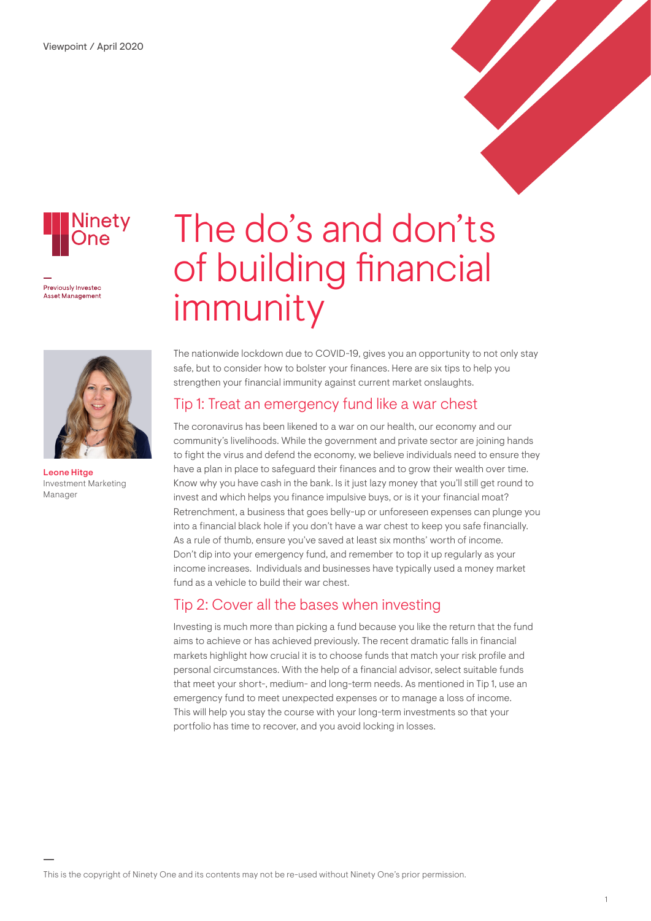Viewpoint / April 2020

Ninety One

Previously Investec Asset Management

**Leone Hitge**
Investment Marketing Manager

# The do's and don'ts of building financial immunity

The nationwide lockdown due to COVID-19, gives you an opportunity to not only stay safe, but to consider how to bolster your finances. Here are six tips to help you strengthen your financial immunity against current market onslaughts.

## Tip 1: Treat an emergency fund like a war chest

The coronavirus has been likened to a war on our health, our economy and our community's livelihoods. While the government and private sector are joining hands to fight the virus and defend the economy, we believe individuals need to ensure they have a plan in place to safeguard their finances and to grow their wealth over time. Know why you have cash in the bank. Is it just lazy money that you'll still get round to invest and which helps you finance impulsive buys, or is it your financial moat? Retrenchment, a business that goes belly-up or unforeseen expenses can plunge you into a financial black hole if you don't have a war chest to keep you safe financially. As a rule of thumb, ensure you've saved at least six months' worth of income. Don't dip into your emergency fund, and remember to top it up regularly as your income increases. Individuals and businesses have typically used a money market fund as a vehicle to build their war chest.

## Tip 2: Cover all the bases when investing

Investing is much more than picking a fund because you like the return that the fund aims to achieve or has achieved previously. The recent dramatic falls in financial markets highlight how crucial it is to choose funds that match your risk profile and personal circumstances. With the help of a financial advisor, select suitable funds that meet your short-, medium- and long-term needs. As mentioned in Tip 1, use an emergency fund to meet unexpected expenses or to manage a loss of income. This will help you stay the course with your long-term investments so that your portfolio has time to recover, and you avoid locking in losses.

This is the copyright of Ninety One and its contents may not be re-used without Ninety One's prior permission.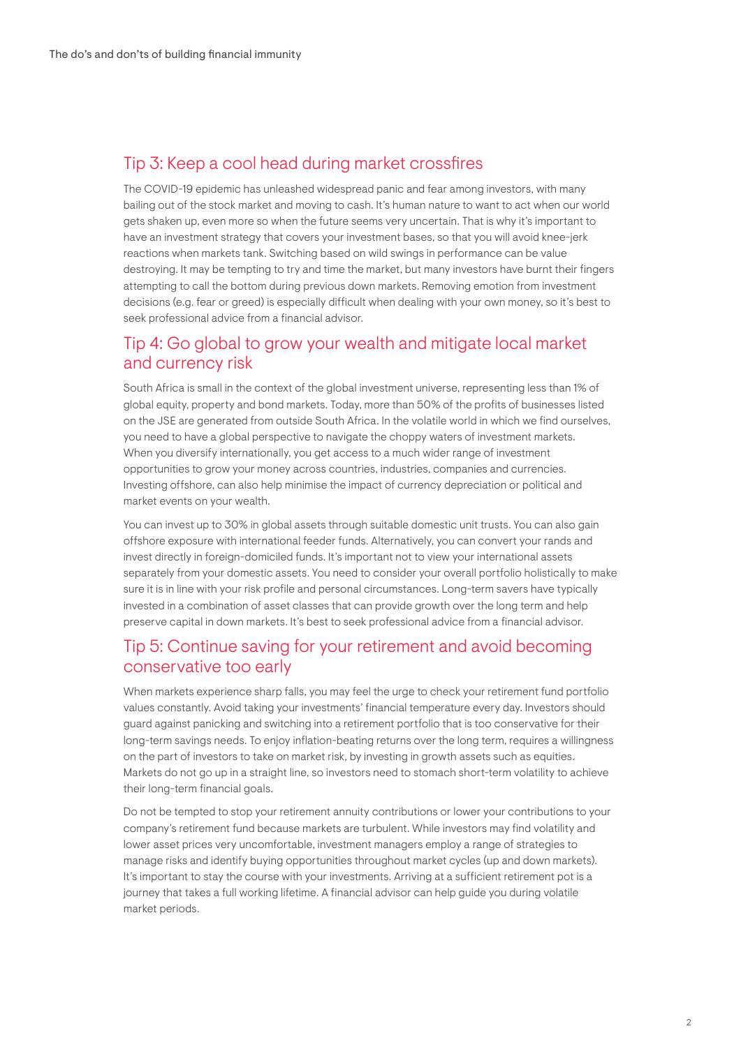## Tip 3: Keep a cool head during market crossfires

The COVID-19 epidemic has unleashed widespread panic and fear among investors, with many bailing out of the stock market and moving to cash. It's human nature to want to act when our world gets shaken up, even more so when the future seems very uncertain. That is why it's important to have an investment strategy that covers your investment bases, so that you will avoid knee-jerk reactions when markets tank. Switching based on wild swings in performance can be value destroying. It may be tempting to try and time the market, but many investors have burnt their fingers attempting to call the bottom during previous down markets. Removing emotion from investment decisions (e.g. fear or greed) is especially difficult when dealing with your own money, so it's best to seek professional advice from a financial advisor.

## Tip 4: Go global to grow your wealth and mitigate local market and currency risk

South Africa is small in the context of the global investment universe, representing less than 1% of global equity, property and bond markets. Today, more than 50% of the profits of businesses listed on the JSE are generated from outside South Africa. In the volatile world in which we find ourselves, you need to have a global perspective to navigate the choppy waters of investment markets. When you diversify internationally, you get access to a much wider range of investment opportunities to grow your money across countries, industries, companies and currencies. Investing offshore, can also help minimise the impact of currency depreciation or political and market events on your wealth.

You can invest up to 30% in global assets through suitable domestic unit trusts. You can also gain offshore exposure with international feeder funds. Alternatively, you can convert your rands and invest directly in foreign-domiciled funds. It's important not to view your international assets separately from your domestic assets. You need to consider your overall portfolio holistically to make sure it is in line with your risk profile and personal circumstances. Long-term savers have typically invested in a combination of asset classes that can provide growth over the long term and help preserve capital in down markets. It's best to seek professional advice from a financial advisor.

## Tip 5: Continue saving for your retirement and avoid becoming conservative too early

When markets experience sharp falls, you may feel the urge to check your retirement fund portfolio values constantly. Avoid taking your investments' financial temperature every day. Investors should guard against panicking and switching into a retirement portfolio that is too conservative for their long-term savings needs. To enjoy inflation-beating returns over the long term, requires a willingness on the part of investors to take on market risk, by investing in growth assets such as equities. Markets do not go up in a straight line, so investors need to stomach short-term volatility to achieve their long-term financial goals.

Do not be tempted to stop your retirement annuity contributions or lower your contributions to your company's retirement fund because markets are turbulent. While investors may find volatility and lower asset prices very uncomfortable, investment managers employ a range of strategies to manage risks and identify buying opportunities throughout market cycles (up and down markets). It's important to stay the course with your investments. Arriving at a sufficient retirement pot is a journey that takes a full working lifetime. A financial advisor can help guide you during volatile market periods.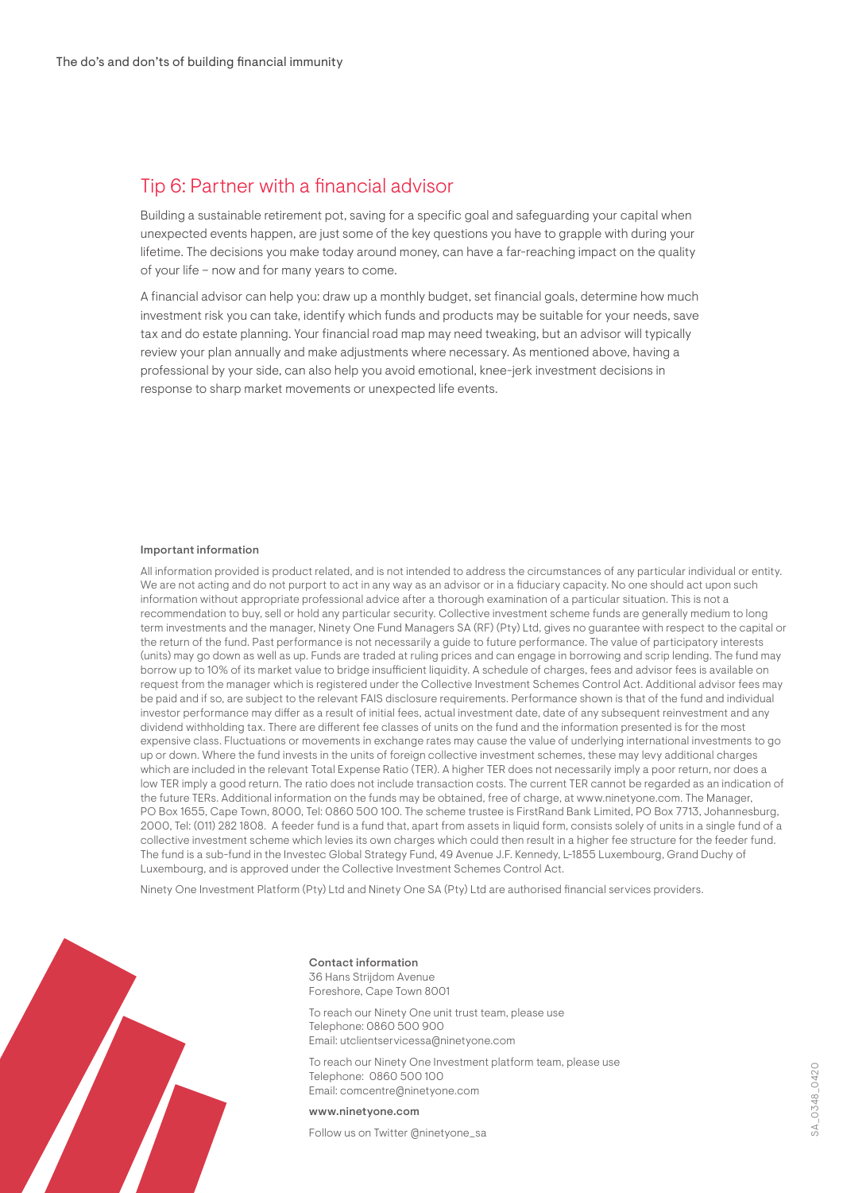## Tip 6: Partner with a financial advisor

Building a sustainable retirement pot, saving for a specific goal and safeguarding your capital when unexpected events happen, are just some of the key questions you have to grapple with during your lifetime. The decisions you make today around money, can have a far-reaching impact on the quality of your life – now and for many years to come.

A financial advisor can help you: draw up a monthly budget, set financial goals, determine how much investment risk you can take, identify which funds and products may be suitable for your needs, save tax and do estate planning. Your financial road map may need tweaking, but an advisor will typically review your plan annually and make adjustments where necessary. As mentioned above, having a professional by your side, can also help you avoid emotional, knee-jerk investment decisions in response to sharp market movements or unexpected life events.

#### Important information

All information provided is product related, and is not intended to address the circumstances of any particular individual or entity. We are not acting and do not purport to act in any way as an advisor or in a fiduciary capacity. No one should act upon such information without appropriate professional advice after a thorough examination of a particular situation. This is not a recommendation to buy, sell or hold any particular security. Collective investment scheme funds are generally medium to long term investments and the manager, Ninety One Fund Managers SA (RF) (Pty) Ltd, gives no guarantee with respect to the capital or the return of the fund. Past performance is not necessarily a guide to future performance. The value of participatory interests (units) may go down as well as up. Funds are traded at ruling prices and can engage in borrowing and scrip lending. The fund may borrow up to 10% of its market value to bridge insufficient liquidity. A schedule of charges, fees and advisor fees is available on request from the manager which is registered under the Collective Investment Schemes Control Act. Additional advisor fees may be paid and if so, are subject to the relevant FAIS disclosure requirements. Performance shown is that of the fund and individual investor performance may differ as a result of initial fees, actual investment date, date of any subsequent reinvestment and any dividend withholding tax. There are different fee classes of units on the fund and the information presented is for the most expensive class. Fluctuations or movements in exchange rates may cause the value of underlying international investments to go up or down. Where the fund invests in the units of foreign collective investment schemes, these may levy additional charges which are included in the relevant Total Expense Ratio (TER). A higher TER does not necessarily imply a poor return, nor does a low TER imply a good return. The ratio does not include transaction costs. The current TER cannot be regarded as an indication of the future TERs. Additional information on the funds may be obtained, free of charge, at www.ninetyone.com. The Manager, PO Box 1655, Cape Town, 8000, Tel: 0860 500 100. The scheme trustee is FirstRand Bank Limited, PO Box 7713, Johannesburg, 2000, Tel: (011) 282 1808. A feeder fund is a fund that, apart from assets in liquid form, consists solely of units in a single fund of a collective investment scheme which levies its own charges which could then result in a higher fee structure for the feeder fund. The fund is a sub-fund in the Investec Global Strategy Fund, 49 Avenue J.F. Kennedy, L-1855 Luxembourg, Grand Duchy of Luxembourg, and is approved under the Collective Investment Schemes Control Act.

Ninety One Investment Platform (Pty) Ltd and Ninety One SA (Pty) Ltd are authorised financial services providers.

**Contact information**
36 Hans Strijdom Avenue
Foreshore, Cape Town 8001

To reach our Ninety One unit trust team, please use
Telephone: 0860 500 900
Email: utclientservicessa@ninetyone.com

To reach our Ninety One Investment platform team, please use
Telephone: 0860 500 100
Email: comcentre@ninetyone.com

**www.ninetyone.com**

Follow us on Twitter @ninetyone_sa

SA_0348_0420